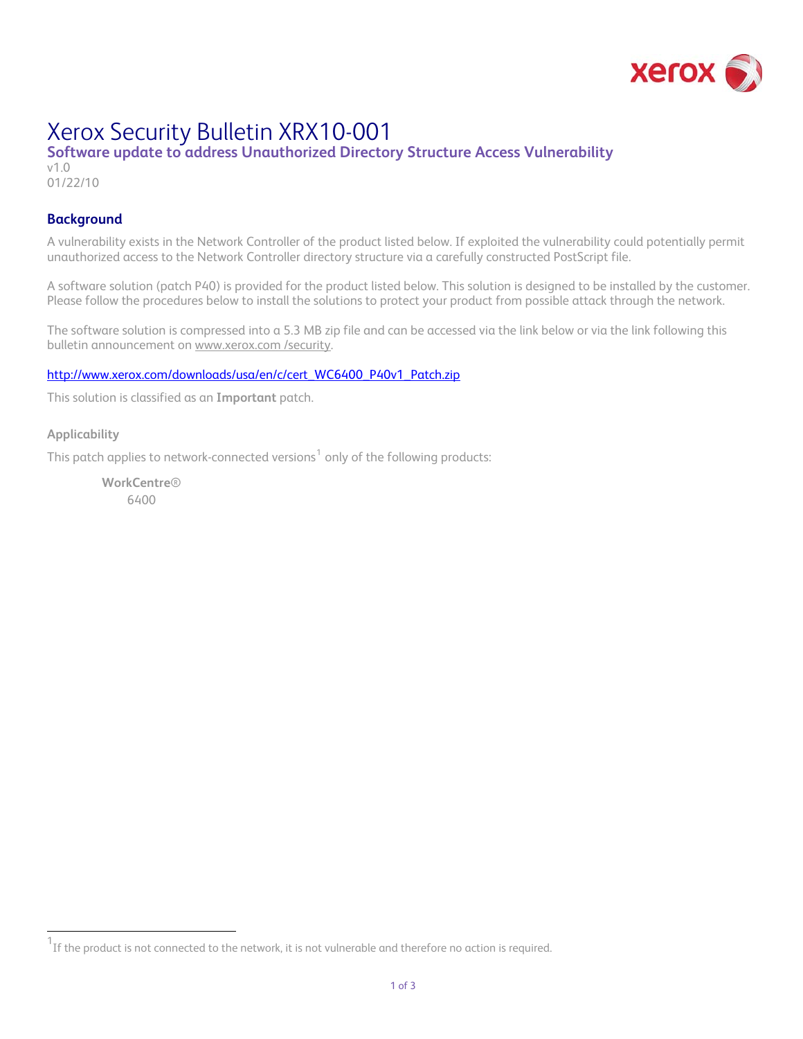# Xerox Security Bulletin XRX10-001

**Software update to address Unauthorized Directory Structure Access Vulnerability**

v1.0
01/22/10

## Background

A vulnerability exists in the Network Controller of the product listed below. If exploited the vulnerability could potentially permit unauthorized access to the Network Controller directory structure via a carefully constructed PostScript file.

A software solution (patch P40) is provided for the product listed below. This solution is designed to be installed by the customer. Please follow the procedures below to install the solutions to protect your product from possible attack through the network.

The software solution is compressed into a 5.3 MB zip file and can be accessed via the link below or via the link following this bulletin announcement on www.xerox.com /security.

http://www.xerox.com/downloads/usa/en/c/cert_WC6400_P40v1_Patch.zip

This solution is classified as an **Important** patch.

### Applicability

This patch applies to network-connected versions[1] only of the following products:

**WorkCentre®**
6400

[1] If the product is not connected to the network, it is not vulnerable and therefore no action is required.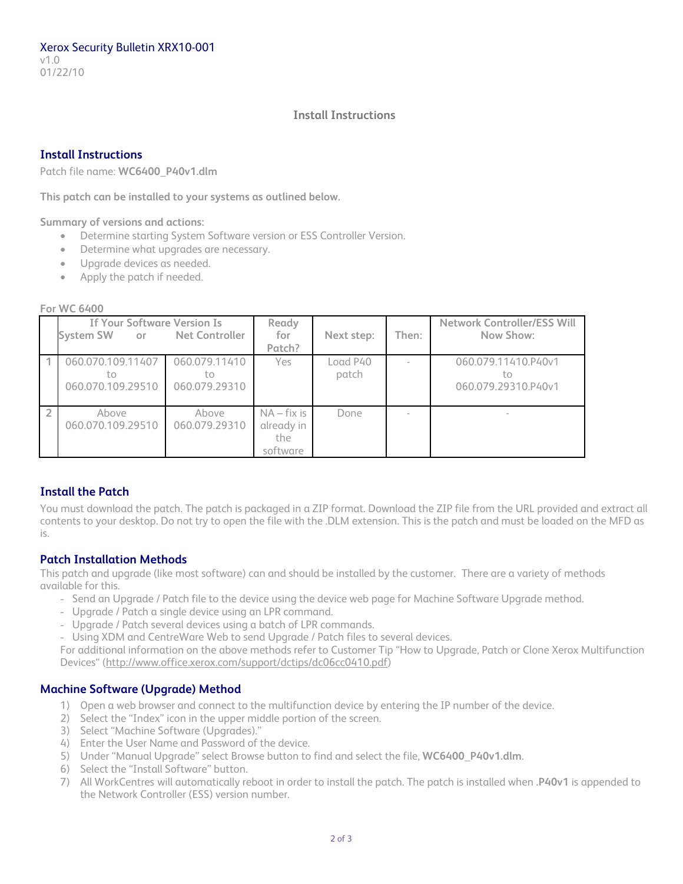Xerox Security Bulletin XRX10-001
v1.0
01/22/10

## Install Instructions

### Install Instructions

Patch file name: **WC6400_P40v1.dlm**

**This patch can be installed to your systems as outlined below.**

**Summary of versions and actions:**

- Determine starting System Software version or ESS Controller Version.
- Determine what upgrades are necessary.
- Upgrade devices as needed.
- Apply the patch if needed.

**For WC 6400**

| | If Your Software Version Is System SW or | Net Controller | Ready for Patch? | Next step: | Then: | Network Controller/ESS Will Now Show: |
|---|---|---|---|---|---|---|
| 1 | 060.070.109.11407 to 060.070.109.29510 | 060.079.11410 to 060.079.29310 | Yes | Load P40 patch | - | 060.079.11410.P40v1 to 060.079.29310.P40v1 |
| 2 | Above 060.070.109.29510 | Above 060.079.29310 | NA – fix is already in the software | Done | - | - |

### Install the Patch

You must download the patch. The patch is packaged in a ZIP format. Download the ZIP file from the URL provided and extract all contents to your desktop. Do not try to open the file with the .DLM extension. This is the patch and must be loaded on the MFD as is.

### Patch Installation Methods

This patch and upgrade (like most software) can and should be installed by the customer. There are a variety of methods available for this.

- Send an Upgrade / Patch file to the device using the device web page for Machine Software Upgrade method.
- Upgrade / Patch a single device using an LPR command.
- Upgrade / Patch several devices using a batch of LPR commands.
- Using XDM and CentreWare Web to send Upgrade / Patch files to several devices.

For additional information on the above methods refer to Customer Tip "How to Upgrade, Patch or Clone Xerox Multifunction Devices" (http://www.office.xerox.com/support/dctips/dc06cc0410.pdf)

### Machine Software (Upgrade) Method

1) Open a web browser and connect to the multifunction device by entering the IP number of the device.
2) Select the "Index" icon in the upper middle portion of the screen.
3) Select "Machine Software (Upgrades)."
4) Enter the User Name and Password of the device.
5) Under "Manual Upgrade" select Browse button to find and select the file, **WC6400_P40v1.dlm**.
6) Select the "Install Software" button.
7) All WorkCentres will automatically reboot in order to install the patch. The patch is installed when **.P40v1** is appended to the Network Controller (ESS) version number.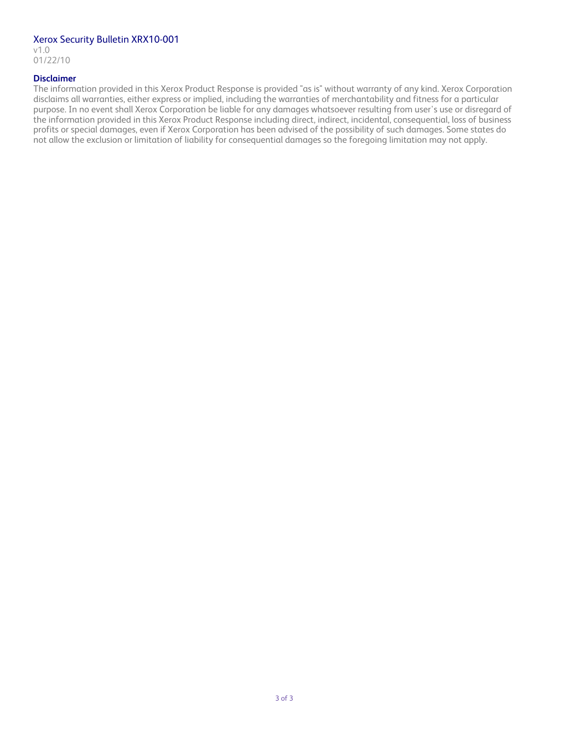**Disclaimer**

The information provided in this Xerox Product Response is provided "as is" without warranty of any kind. Xerox Corporation disclaims all warranties, either express or implied, including the warranties of merchantability and fitness for a particular purpose. In no event shall Xerox Corporation be liable for any damages whatsoever resulting from user's use or disregard of the information provided in this Xerox Product Response including direct, indirect, incidental, consequential, loss of business profits or special damages, even if Xerox Corporation has been advised of the possibility of such damages. Some states do not allow the exclusion or limitation of liability for consequential damages so the foregoing limitation may not apply.